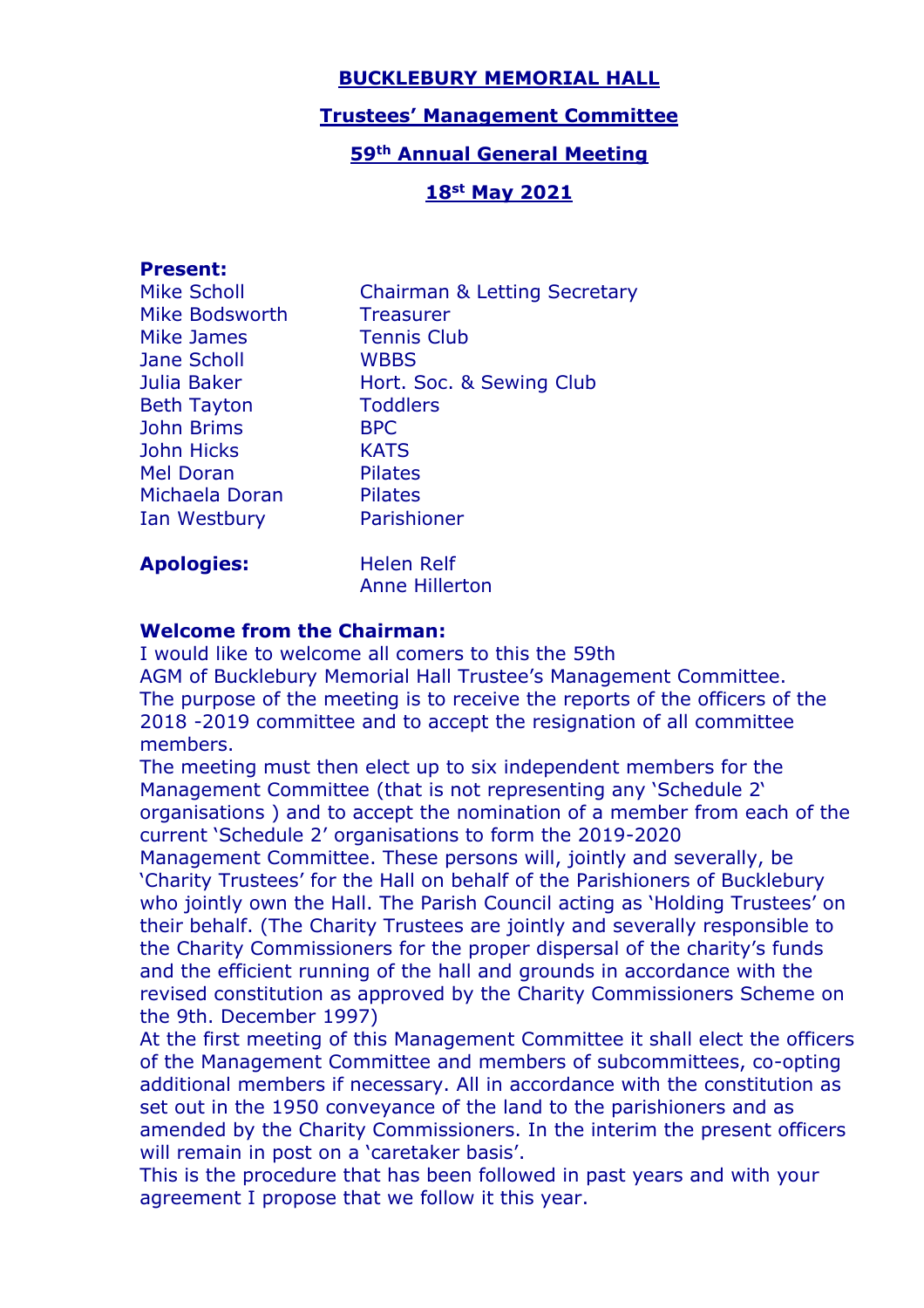# BUCKLEBURY MEMORIAL HALL

## Trustees' Management Committee

## 59th Annual General Meeting

## 18st May 2021

**Present:**

| | |
|---|---|
| Mike Scholl | Chairman & Letting Secretary |
| Mike Bodsworth | Treasurer |
| Mike James | Tennis Club |
| Jane Scholl | WBBS |
| Julia Baker | Hort. Soc. & Sewing Club |
| Beth Tayton | Toddlers |
| John Brims | BPC |
| John Hicks | KATS |
| Mel Doran | Pilates |
| Michaela Doran | Pilates |
| Ian Westbury | Parishioner |

**Apologies:** Helen Relf
Anne Hillerton

**Welcome from the Chairman:**

I would like to welcome all comers to this the 59th AGM of Bucklebury Memorial Hall Trustee's Management Committee.
The purpose of the meeting is to receive the reports of the officers of the 2018 -2019 committee and to accept the resignation of all committee members.
The meeting must then elect up to six independent members for the Management Committee (that is not representing any 'Schedule 2' organisations ) and to accept the nomination of a member from each of the current 'Schedule 2' organisations to form the 2019-2020 Management Committee. These persons will, jointly and severally, be 'Charity Trustees' for the Hall on behalf of the Parishioners of Bucklebury who jointly own the Hall. The Parish Council acting as 'Holding Trustees' on their behalf. (The Charity Trustees are jointly and severally responsible to the Charity Commissioners for the proper dispersal of the charity's funds and the efficient running of the hall and grounds in accordance with the revised constitution as approved by the Charity Commissioners Scheme on the 9th. December 1997)
At the first meeting of this Management Committee it shall elect the officers of the Management Committee and members of subcommittees, co-opting additional members if necessary. All in accordance with the constitution as set out in the 1950 conveyance of the land to the parishioners and as amended by the Charity Commissioners. In the interim the present officers will remain in post on a 'caretaker basis'.
This is the procedure that has been followed in past years and with your agreement I propose that we follow it this year.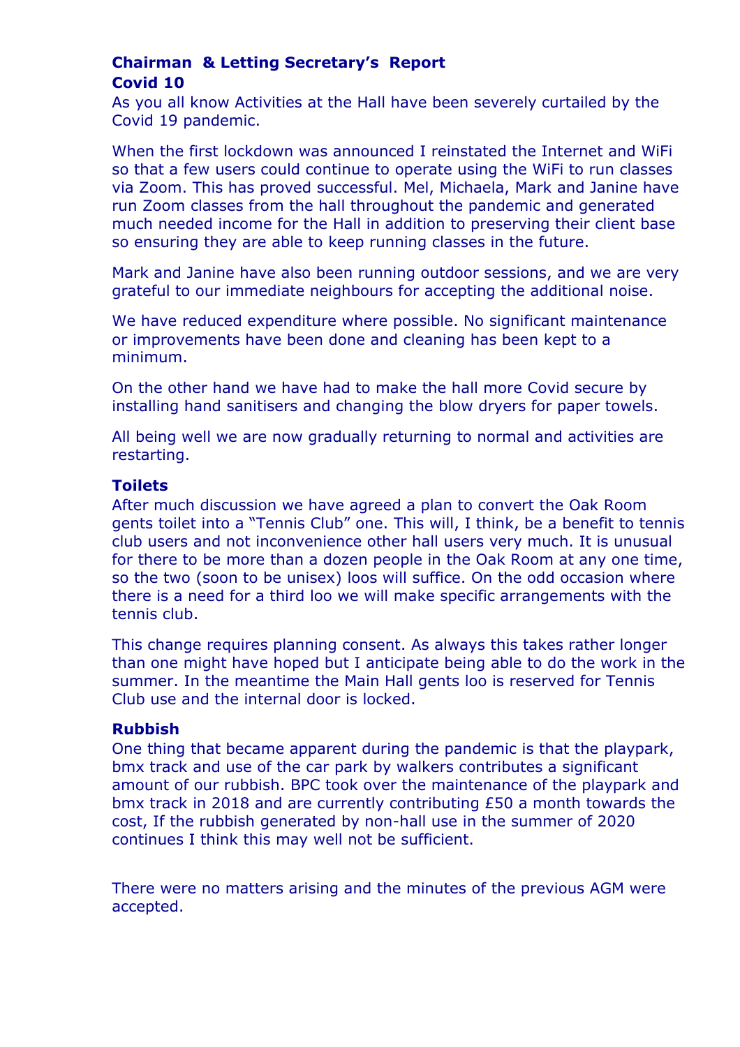## Chairman & Letting Secretary's Report

### Covid 10

As you all know Activities at the Hall have been severely curtailed by the Covid 19 pandemic.

When the first lockdown was announced I reinstated the Internet and WiFi so that a few users could continue to operate using the WiFi to run classes via Zoom. This has proved successful. Mel, Michaela, Mark and Janine have run Zoom classes from the hall throughout the pandemic and generated much needed income for the Hall in addition to preserving their client base so ensuring they are able to keep running classes in the future.

Mark and Janine have also been running outdoor sessions, and we are very grateful to our immediate neighbours for accepting the additional noise.

We have reduced expenditure where possible. No significant maintenance or improvements have been done and cleaning has been kept to a minimum.

On the other hand we have had to make the hall more Covid secure by installing hand sanitisers and changing the blow dryers for paper towels.

All being well we are now gradually returning to normal and activities are restarting.

### Toilets

After much discussion we have agreed a plan to convert the Oak Room gents toilet into a "Tennis Club" one. This will, I think, be a benefit to tennis club users and not inconvenience other hall users very much. It is unusual for there to be more than a dozen people in the Oak Room at any one time, so the two (soon to be unisex) loos will suffice. On the odd occasion where there is a need for a third loo we will make specific arrangements with the tennis club.

This change requires planning consent. As always this takes rather longer than one might have hoped but I anticipate being able to do the work in the summer. In the meantime the Main Hall gents loo is reserved for Tennis Club use and the internal door is locked.

### Rubbish

One thing that became apparent during the pandemic is that the playpark, bmx track and use of the car park by walkers contributes a significant amount of our rubbish. BPC took over the maintenance of the playpark and bmx track in 2018 and are currently contributing £50 a month towards the cost, If the rubbish generated by non-hall use in the summer of 2020 continues I think this may well not be sufficient.

There were no matters arising and the minutes of the previous AGM were accepted.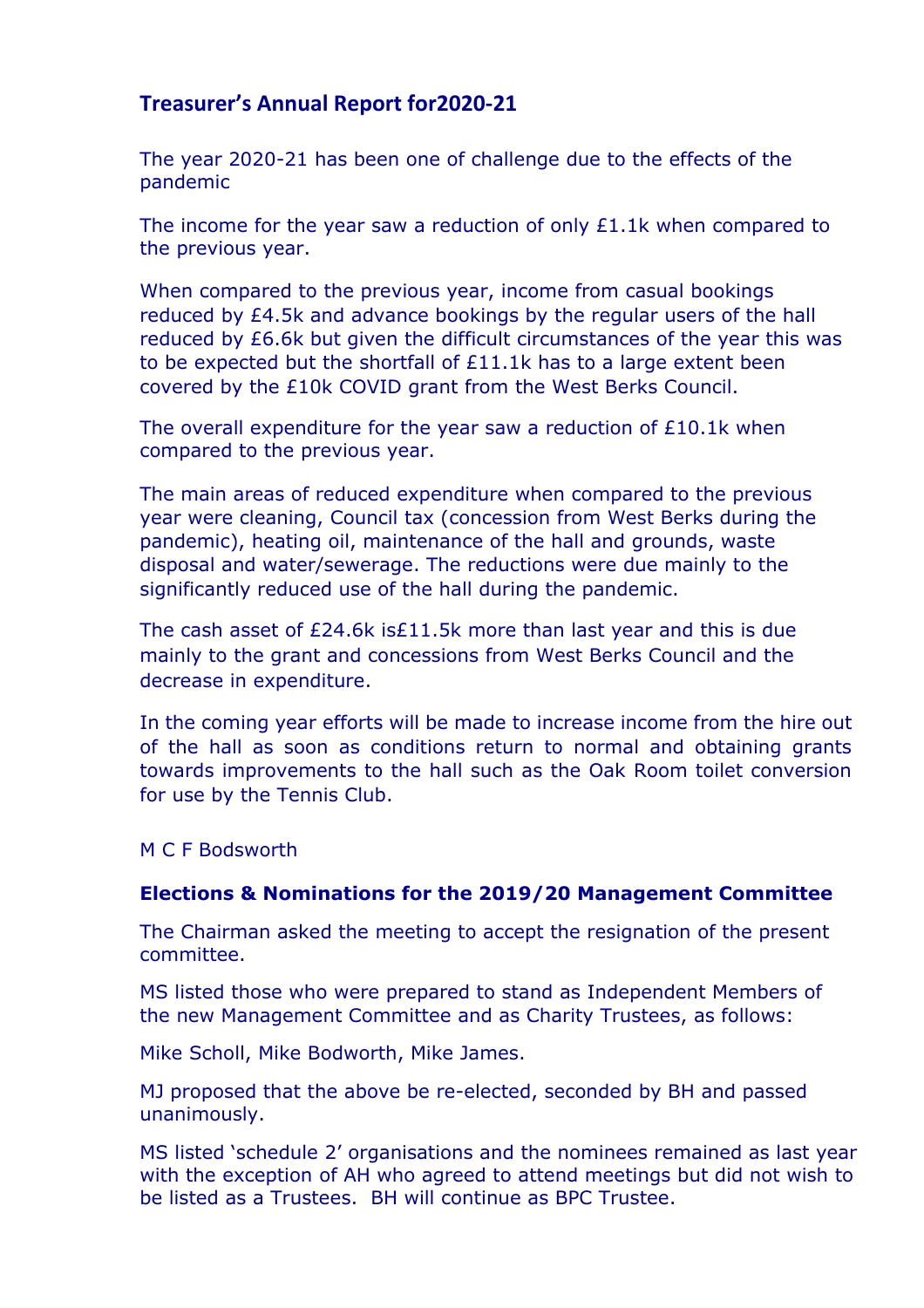## Treasurer's Annual Report for2020-21

The year 2020-21 has been one of challenge due to the effects of the pandemic

The income for the year saw a reduction of only £1.1k when compared to the previous year.

When compared to the previous year, income from casual bookings reduced by £4.5k and advance bookings by the regular users of the hall reduced by £6.6k but given the difficult circumstances of the year this was to be expected but the shortfall of £11.1k has to a large extent been covered by the £10k COVID grant from the West Berks Council.

The overall expenditure for the year saw a reduction of £10.1k when compared to the previous year.

The main areas of reduced expenditure when compared to the previous year were cleaning, Council tax (concession from West Berks during the pandemic), heating oil, maintenance of the hall and grounds, waste disposal and water/sewerage. The reductions were due mainly to the significantly reduced use of the hall during the pandemic.

The cash asset of £24.6k is£11.5k more than last year and this is due mainly to the grant and concessions from West Berks Council and the decrease in expenditure.

In the coming year efforts will be made to increase income from the hire out of the hall as soon as conditions return to normal and obtaining grants towards improvements to the hall such as the Oak Room toilet conversion for use by the Tennis Club.

M C F Bodsworth

**Elections & Nominations for the 2019/20 Management Committee**

The Chairman asked the meeting to accept the resignation of the present committee.

MS listed those who were prepared to stand as Independent Members of the new Management Committee and as Charity Trustees, as follows:

Mike Scholl, Mike Bodworth, Mike James.

MJ proposed that the above be re-elected, seconded by BH and passed unanimously.

MS listed 'schedule 2' organisations and the nominees remained as last year with the exception of AH who agreed to attend meetings but did not wish to be listed as a Trustees. BH will continue as BPC Trustee.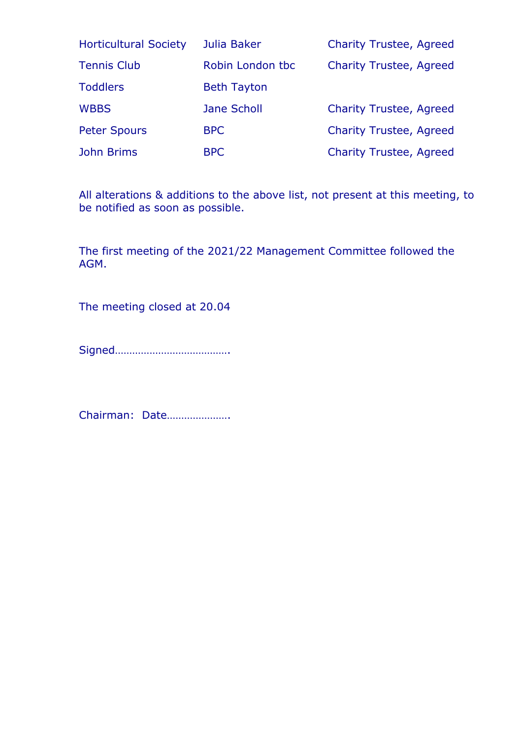| | | |
|---|---|---|
| Horticultural Society | Julia Baker | Charity Trustee, Agreed |
| Tennis Club | Robin London tbc | Charity Trustee, Agreed |
| Toddlers | Beth Tayton | |
| WBBS | Jane Scholl | Charity Trustee, Agreed |
| Peter Spours | BPC | Charity Trustee, Agreed |
| John Brims | BPC | Charity Trustee, Agreed |

All alterations & additions to the above list, not present at this meeting, to be notified as soon as possible.

The first meeting of the 2021/22 Management Committee followed the AGM.

The meeting closed at 20.04

Signed………………………………….

Chairman: Date………………….